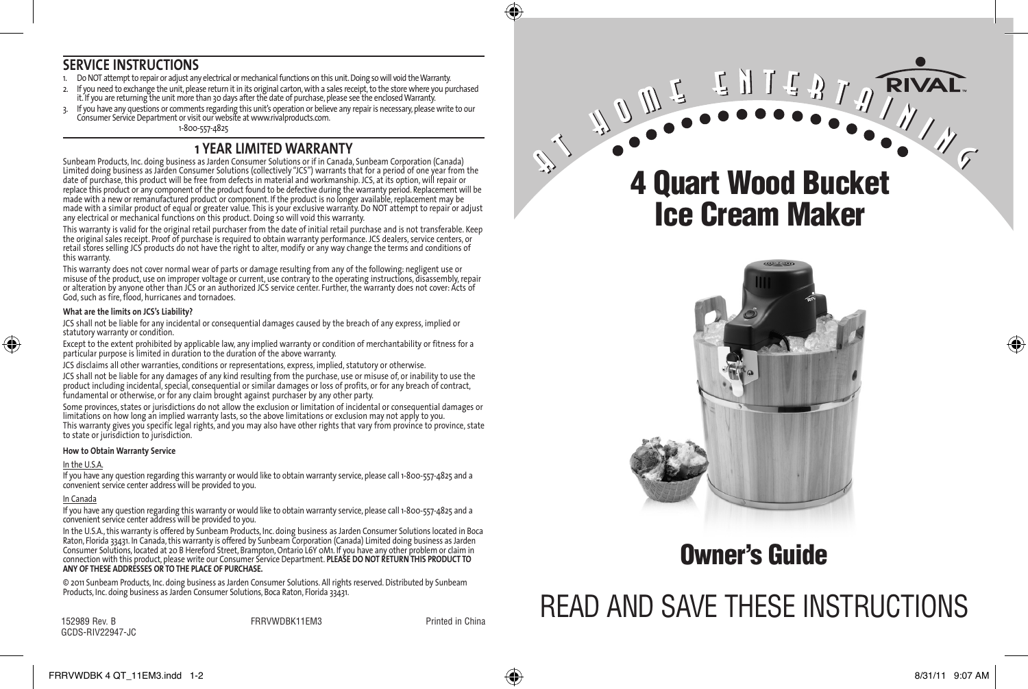## SERVICE INSTRUCTIONS

1. Do NOT attempt to repair or adjust any electrical or mechanical functions on this unit. Doing so will void the Warranty.
2. If you need to exchange the unit, please return it in its original carton, with a sales receipt, to the store where you purchased it. If you are returning the unit more than 30 days after the date of purchase, please see the enclosed Warranty.
3. If you have any questions or comments regarding this unit's operation or believe any repair is necessary, please write to our Consumer Service Department or visit our website at www.rivalproducts.com.

1-800-557-4825

## 1 YEAR LIMITED WARRANTY

Sunbeam Products, Inc. doing business as Jarden Consumer Solutions or if in Canada, Sunbeam Corporation (Canada) Limited doing business as Jarden Consumer Solutions (collectively "JCS") warrants that for a period of one year from the date of purchase, this product will be free from defects in material and workmanship. JCS, at its option, will repair or replace this product or any component of the product found to be defective during the warranty period. Replacement will be made with a new or remanufactured product or component. If the product is no longer available, replacement may be made with a similar product of equal or greater value. This is your exclusive warranty. Do NOT attempt to repair or adjust any electrical or mechanical functions on this product. Doing so will void this warranty.

This warranty is valid for the original retail purchaser from the date of initial retail purchase and is not transferable. Keep the original sales receipt. Proof of purchase is required to obtain warranty performance. JCS dealers, service centers, or retail stores selling JCS products do not have the right to alter, modify or any way change the terms and conditions of this warranty.

This warranty does not cover normal wear of parts or damage resulting from any of the following: negligent use or misuse of the product, use on improper voltage or current, use contrary to the operating instructions, disassembly, repair or alteration by anyone other than JCS or an authorized JCS service center. Further, the warranty does not cover: Acts of God, such as fire, flood, hurricanes and tornadoes.

**What are the limits on JCS's Liability?**

JCS shall not be liable for any incidental or consequential damages caused by the breach of any express, implied or statutory warranty or condition.

Except to the extent prohibited by applicable law, any implied warranty or condition of merchantability or fitness for a particular purpose is limited in duration to the duration of the above warranty.

JCS disclaims all other warranties, conditions or representations, express, implied, statutory or otherwise.

JCS shall not be liable for any damages of any kind resulting from the purchase, use or misuse of, or inability to use the product including incidental, special, consequential or similar damages or loss of profits, or for any breach of contract, fundamental or otherwise, or for any claim brought against purchaser by any other party.

Some provinces, states or jurisdictions do not allow the exclusion or limitation of incidental or consequential damages or limitations on how long an implied warranty lasts, so the above limitations or exclusion may not apply to you.

This warranty gives you specific legal rights, and you may also have other rights that vary from province to province, state to state or jurisdiction to jurisdiction.

**How to Obtain Warranty Service**

In the U.S.A.

If you have any question regarding this warranty or would like to obtain warranty service, please call 1-800-557-4825 and a convenient service center address will be provided to you.

In Canada

If you have any question regarding this warranty or would like to obtain warranty service, please call 1-800-557-4825 and a convenient service center address will be provided to you.

In the U.S.A., this warranty is offered by Sunbeam Products, Inc. doing business as Jarden Consumer Solutions located in Boca Raton, Florida 33431. In Canada, this warranty is offered by Sunbeam Corporation (Canada) Limited doing business as Jarden Consumer Solutions, located at 20 B Hereford Street, Brampton, Ontario L6Y 0M1. If you have any other problem or claim in connection with this product, please write our Consumer Service Department. **PLEASE DO NOT RETURN THIS PRODUCT TO ANY OF THESE ADDRESSES OR TO THE PLACE OF PURCHASE.**

© 2011 Sunbeam Products, Inc. doing business as Jarden Consumer Solutions. All rights reserved. Distributed by Sunbeam Products, Inc. doing business as Jarden Consumer Solutions, Boca Raton, Florida 33431.

152989 Rev. B
GCDS-RIV22947-JC

FRRVWDBK11EM3

Printed in China

AT HOME ENTERTAINING

RIVAL™

# 4 Quart Wood Bucket Ice Cream Maker

## Owner's Guide

READ AND SAVE THESE INSTRUCTIONS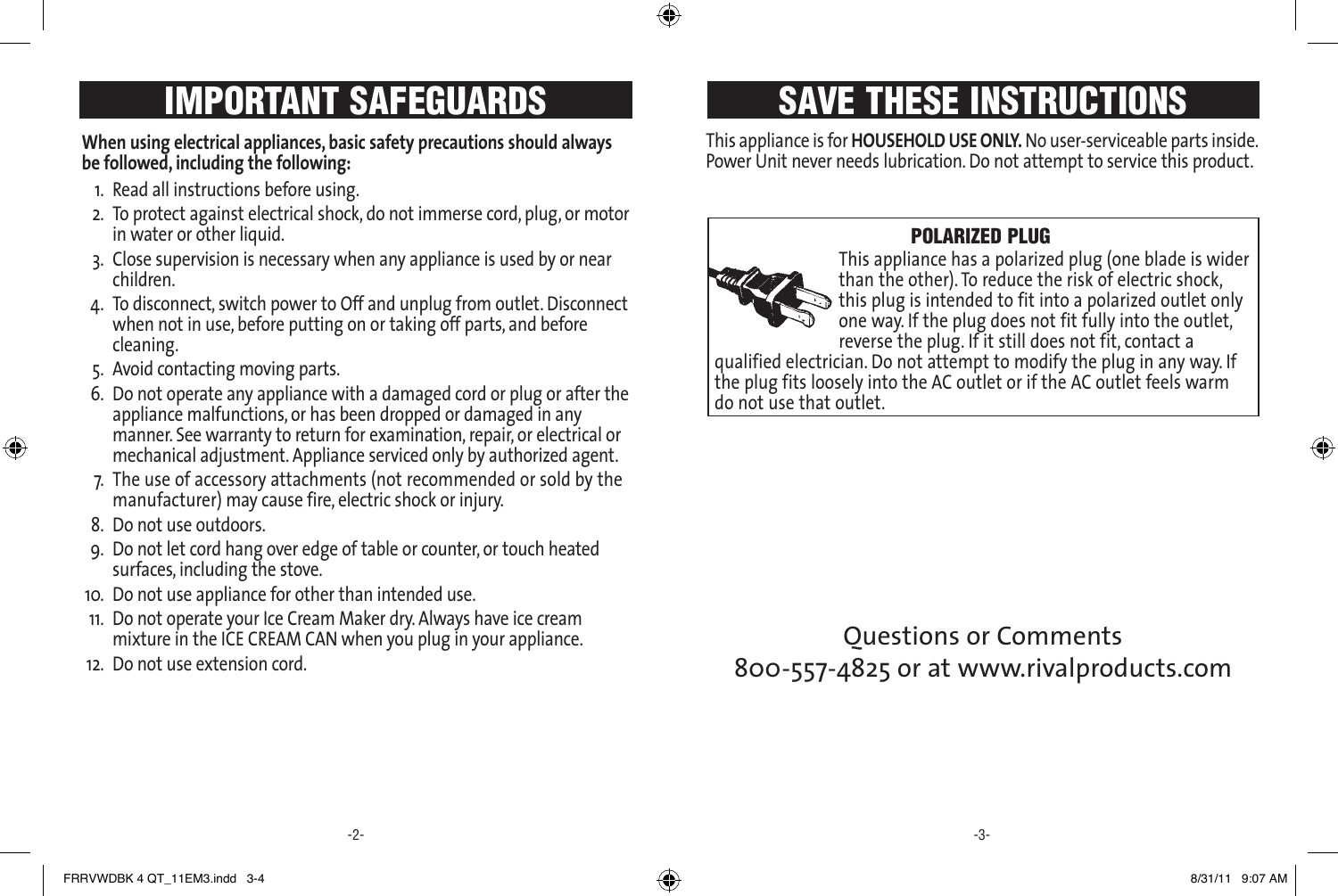# IMPORTANT SAFEGUARDS

**When using electrical appliances, basic safety precautions should always be followed, including the following:**

1. Read all instructions before using.
2. To protect against electrical shock, do not immerse cord, plug, or motor in water or other liquid.
3. Close supervision is necessary when any appliance is used by or near children.
4. To disconnect, switch power to Off and unplug from outlet. Disconnect when not in use, before putting on or taking off parts, and before cleaning.
5. Avoid contacting moving parts.
6. Do not operate any appliance with a damaged cord or plug or after the appliance malfunctions, or has been dropped or damaged in any manner. See warranty to return for examination, repair, or electrical or mechanical adjustment. Appliance serviced only by authorized agent.
7. The use of accessory attachments (not recommended or sold by the manufacturer) may cause fire, electric shock or injury.
8. Do not use outdoors.
9. Do not let cord hang over edge of table or counter, or touch heated surfaces, including the stove.
10. Do not use appliance for other than intended use.
11. Do not operate your Ice Cream Maker dry. Always have ice cream mixture in the ICE CREAM CAN when you plug in your appliance.
12. Do not use extension cord.

# SAVE THESE INSTRUCTIONS

This appliance is for **HOUSEHOLD USE ONLY.** No user-serviceable parts inside. Power Unit never needs lubrication. Do not attempt to service this product.

### POLARIZED PLUG

This appliance has a polarized plug (one blade is wider than the other). To reduce the risk of electric shock, this plug is intended to fit into a polarized outlet only one way. If the plug does not fit fully into the outlet, reverse the plug. If it still does not fit, contact a qualified electrician. Do not attempt to modify the plug in any way. If the plug fits loosely into the AC outlet or if the AC outlet feels warm do not use that outlet.

Questions or Comments
800-557-4825 or at www.rivalproducts.com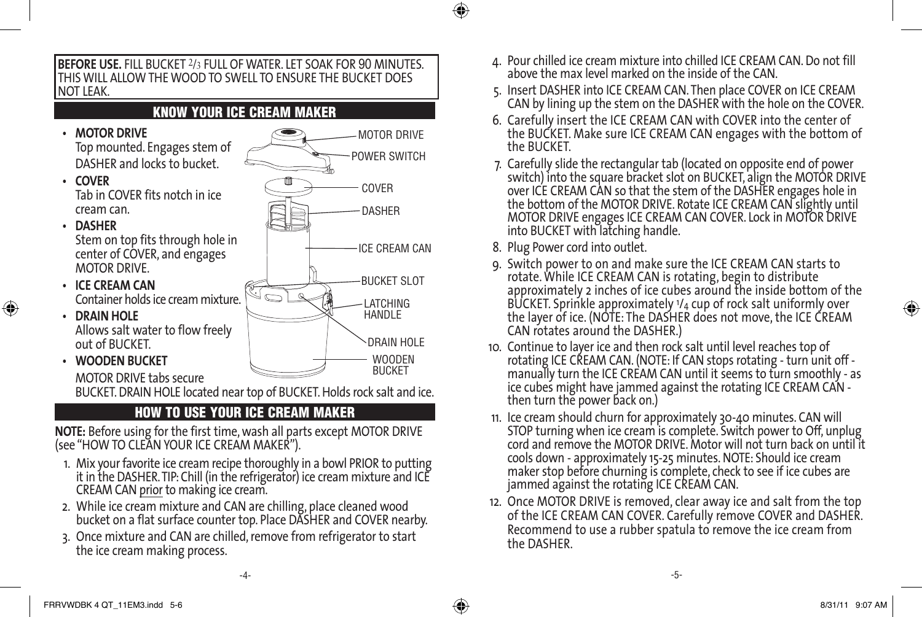**BEFORE USE.** FILL BUCKET 2/3 FULL OF WATER. LET SOAK FOR 90 MINUTES. THIS WILL ALLOW THE WOOD TO SWELL TO ENSURE THE BUCKET DOES NOT LEAK.

## KNOW YOUR ICE CREAM MAKER

- **MOTOR DRIVE**
  Top mounted. Engages stem of DASHER and locks to bucket.
- **COVER**
  Tab in COVER fits notch in ice cream can.
- **DASHER**
  Stem on top fits through hole in center of COVER, and engages MOTOR DRIVE.
- **ICE CREAM CAN**
  Container holds ice cream mixture.
- **DRAIN HOLE**
  Allows salt water to flow freely out of BUCKET.
- **WOODEN BUCKET**
  MOTOR DRIVE tabs secure BUCKET. DRAIN HOLE located near top of BUCKET. Holds rock salt and ice.

MOTOR DRIVE
POWER SWITCH
COVER
DASHER
ICE CREAM CAN
BUCKET SLOT
LATCHING HANDLE
DRAIN HOLE
WOODEN BUCKET

## HOW TO USE YOUR ICE CREAM MAKER

**NOTE:** Before using for the first time, wash all parts except MOTOR DRIVE (see "HOW TO CLEAN YOUR ICE CREAM MAKER").

1. Mix your favorite ice cream recipe thoroughly in a bowl PRIOR to putting it in the DASHER. TIP: Chill (in the refrigerator) ice cream mixture and ICE CREAM CAN prior to making ice cream.
2. While ice cream mixture and CAN are chilling, place cleaned wood bucket on a flat surface counter top. Place DASHER and COVER nearby.
3. Once mixture and CAN are chilled, remove from refrigerator to start the ice cream making process.
4. Pour chilled ice cream mixture into chilled ICE CREAM CAN. Do not fill above the max level marked on the inside of the CAN.
5. Insert DASHER into ICE CREAM CAN. Then place COVER on ICE CREAM CAN by lining up the stem on the DASHER with the hole on the COVER.
6. Carefully insert the ICE CREAM CAN with COVER into the center of the BUCKET. Make sure ICE CREAM CAN engages with the bottom of the BUCKET.
7. Carefully slide the rectangular tab (located on opposite end of power switch) into the square bracket slot on BUCKET, align the MOTOR DRIVE over ICE CREAM CAN so that the stem of the DASHER engages hole in the bottom of the MOTOR DRIVE. Rotate ICE CREAM CAN slightly until MOTOR DRIVE engages ICE CREAM CAN COVER. Lock in MOTOR DRIVE into BUCKET with latching handle.
8. Plug Power cord into outlet.
9. Switch power to on and make sure the ICE CREAM CAN starts to rotate. While ICE CREAM CAN is rotating, begin to distribute approximately 2 inches of ice cubes around the inside bottom of the BUCKET. Sprinkle approximately 1/4 cup of rock salt uniformly over the layer of ice. (NOTE: The DASHER does not move, the ICE CREAM CAN rotates around the DASHER.)
10. Continue to layer ice and then rock salt until level reaches top of rotating ICE CREAM CAN. (NOTE: If CAN stops rotating - turn unit off - manually turn the ICE CREAM CAN until it seems to turn smoothly - as ice cubes might have jammed against the rotating ICE CREAM CAN - then turn the power back on.)
11. Ice cream should churn for approximately 30-40 minutes. CAN will STOP turning when ice cream is complete. Switch power to Off, unplug cord and remove the MOTOR DRIVE. Motor will not turn back on until it cools down - approximately 15-25 minutes. NOTE: Should ice cream maker stop before churning is complete, check to see if ice cubes are jammed against the rotating ICE CREAM CAN.
12. Once MOTOR DRIVE is removed, clear away ice and salt from the top of the ICE CREAM CAN COVER. Carefully remove COVER and DASHER. Recommend to use a rubber spatula to remove the ice cream from the DASHER.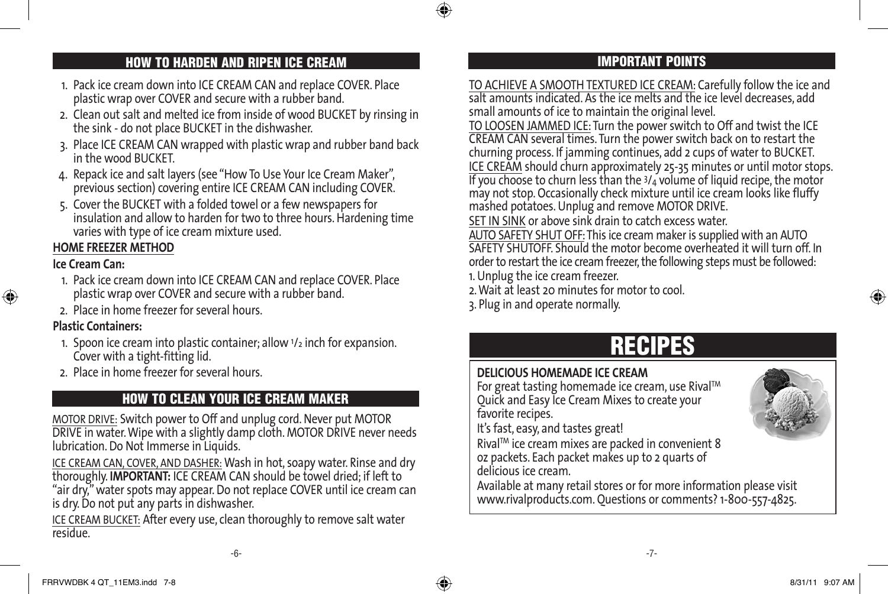## HOW TO HARDEN AND RIPEN ICE CREAM

1. Pack ice cream down into ICE CREAM CAN and replace COVER. Place plastic wrap over COVER and secure with a rubber band.
2. Clean out salt and melted ice from inside of wood BUCKET by rinsing in the sink - do not place BUCKET in the dishwasher.
3. Place ICE CREAM CAN wrapped with plastic wrap and rubber band back in the wood BUCKET.
4. Repack ice and salt layers (see "How To Use Your Ice Cream Maker", previous section) covering entire ICE CREAM CAN including COVER.
5. Cover the BUCKET with a folded towel or a few newspapers for insulation and allow to harden for two to three hours. Hardening time varies with type of ice cream mixture used.

**HOME FREEZER METHOD**

**Ice Cream Can:**

1. Pack ice cream down into ICE CREAM CAN and replace COVER. Place plastic wrap over COVER and secure with a rubber band.
2. Place in home freezer for several hours.

**Plastic Containers:**

1. Spoon ice cream into plastic container; allow 1/2 inch for expansion. Cover with a tight-fitting lid.
2. Place in home freezer for several hours.

## HOW TO CLEAN YOUR ICE CREAM MAKER

MOTOR DRIVE: Switch power to Off and unplug cord. Never put MOTOR DRIVE in water. Wipe with a slightly damp cloth. MOTOR DRIVE never needs lubrication. Do Not Immerse in Liquids.

ICE CREAM CAN, COVER, AND DASHER: Wash in hot, soapy water. Rinse and dry thoroughly. **IMPORTANT:** ICE CREAM CAN should be towel dried; if left to "air dry," water spots may appear. Do not replace COVER until ice cream can is dry. Do not put any parts in dishwasher.

ICE CREAM BUCKET: After every use, clean thoroughly to remove salt water residue.

## IMPORTANT POINTS

TO ACHIEVE A SMOOTH TEXTURED ICE CREAM: Carefully follow the ice and salt amounts indicated. As the ice melts and the ice level decreases, add small amounts of ice to maintain the original level.

TO LOOSEN JAMMED ICE: Turn the power switch to Off and twist the ICE CREAM CAN several times. Turn the power switch back on to restart the churning process. If jamming continues, add 2 cups of water to BUCKET.

ICE CREAM should churn approximately 25-35 minutes or until motor stops. If you choose to churn less than the 3/4 volume of liquid recipe, the motor may not stop. Occasionally check mixture until ice cream looks like fluffy mashed potatoes. Unplug and remove MOTOR DRIVE.

SET IN SINK or above sink drain to catch excess water.

AUTO SAFETY SHUT OFF: This ice cream maker is supplied with an AUTO SAFETY SHUTOFF. Should the motor become overheated it will turn off. In order to restart the ice cream freezer, the following steps must be followed:

1. Unplug the ice cream freezer.
2. Wait at least 20 minutes for motor to cool.
3. Plug in and operate normally.

# RECIPES

**DELICIOUS HOMEMADE ICE CREAM**

For great tasting homemade ice cream, use Rival™ Quick and Easy Ice Cream Mixes to create your favorite recipes.

It's fast, easy, and tastes great!

Rival™ ice cream mixes are packed in convenient 8 oz packets. Each packet makes up to 2 quarts of delicious ice cream.

Available at many retail stores or for more information please visit www.rivalproducts.com. Questions or comments? 1-800-557-4825.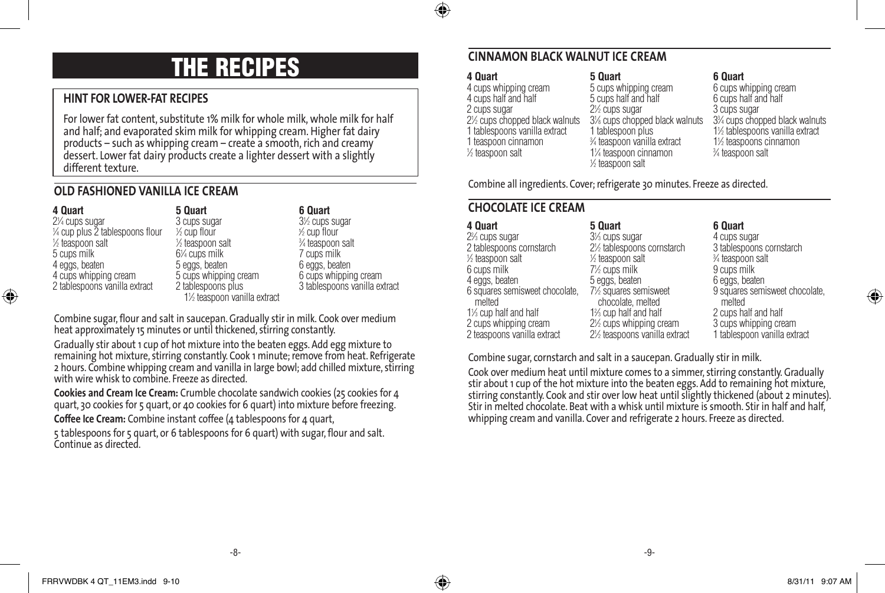# THE RECIPES

### HINT FOR LOWER-FAT RECIPES

For lower fat content, substitute 1% milk for whole milk, whole milk for half and half; and evaporated skim milk for whipping cream. Higher fat dairy products – such as whipping cream – create a smooth, rich and creamy dessert. Lower fat dairy products create a lighter dessert with a slightly different texture.

## OLD FASHIONED VANILLA ICE CREAM

| 4 Quart | 5 Quart | 6 Quart |
|---|---|---|
| 2¼ cups sugar | 3 cups sugar | 3½ cups sugar |
| ¼ cup plus 2 tablespoons flour | ½ cup flour | ½ cup flour |
| ½ teaspoon salt | ½ teaspoon salt | ¾ teaspoon salt |
| 5 cups milk | 6¼ cups milk | 7 cups milk |
| 4 eggs, beaten | 5 eggs, beaten | 6 eggs, beaten |
| 4 cups whipping cream | 5 cups whipping cream | 6 cups whipping cream |
| 2 tablespoons vanilla extract | 2 tablespoons plus 1½ teaspoon vanilla extract | 3 tablespoons vanilla extract |

Combine sugar, flour and salt in saucepan. Gradually stir in milk. Cook over medium heat approximately 15 minutes or until thickened, stirring constantly.

Gradually stir about 1 cup of hot mixture into the beaten eggs. Add egg mixture to remaining hot mixture, stirring constantly. Cook 1 minute; remove from heat. Refrigerate 2 hours. Combine whipping cream and vanilla in large bowl; add chilled mixture, stirring with wire whisk to combine. Freeze as directed.

**Cookies and Cream Ice Cream:** Crumble chocolate sandwich cookies (25 cookies for 4 quart, 30 cookies for 5 quart, or 40 cookies for 6 quart) into mixture before freezing.

**Coffee Ice Cream:** Combine instant coffee (4 tablespoons for 4 quart, 5 tablespoons for 5 quart, or 6 tablespoons for 6 quart) with sugar, flour and salt. Continue as directed.

## CINNAMON BLACK WALNUT ICE CREAM

| 4 Quart | 5 Quart | 6 Quart |
|---|---|---|
| 4 cups whipping cream | 5 cups whipping cream | 6 cups whipping cream |
| 4 cups half and half | 5 cups half and half | 6 cups half and half |
| 2 cups sugar | 2½ cups sugar | 3 cups sugar |
| 2½ cups chopped black walnuts | 3⅛ cups chopped black walnuts | 3¾ cups chopped black walnuts |
| 1 tablespoons vanilla extract | 1 tablespoon plus ¾ teaspoon vanilla extract | 1½ tablespoons vanilla extract |
| 1 teaspoon cinnamon | 1¼ teaspoon cinnamon | 1½ teaspoons cinnamon |
| ½ teaspoon salt | ½ teaspoon salt | ¾ teaspoon salt |

Combine all ingredients. Cover; refrigerate 30 minutes. Freeze as directed.

## CHOCOLATE ICE CREAM

| 4 Quart | 5 Quart | 6 Quart |
|---|---|---|
| 2⅔ cups sugar | 3⅓ cups sugar | 4 cups sugar |
| 2 tablespoons cornstarch | 2½ tablespoons cornstarch | 3 tablespoons cornstarch |
| ½ teaspoon salt | ½ teaspoon salt | ¾ teaspoon salt |
| 6 cups milk | 7½ cups milk | 9 cups milk |
| 4 eggs, beaten | 5 eggs, beaten | 6 eggs, beaten |
| 6 squares semisweet chocolate, melted | 7½ squares semisweet chocolate, melted | 9 squares semisweet chocolate, melted |
| 1⅓ cup half and half | 1⅔ cup half and half | 2 cups half and half |
| 2 cups whipping cream | 2½ cups whipping cream | 3 cups whipping cream |
| 2 teaspoons vanilla extract | 2½ teaspoons vanilla extract | 1 tablespoon vanilla extract |

Combine sugar, cornstarch and salt in a saucepan. Gradually stir in milk.

Cook over medium heat until mixture comes to a simmer, stirring constantly. Gradually stir about 1 cup of the hot mixture into the beaten eggs. Add to remaining hot mixture, stirring constantly. Cook and stir over low heat until slightly thickened (about 2 minutes). Stir in melted chocolate. Beat with a whisk until mixture is smooth. Stir in half and half, whipping cream and vanilla. Cover and refrigerate 2 hours. Freeze as directed.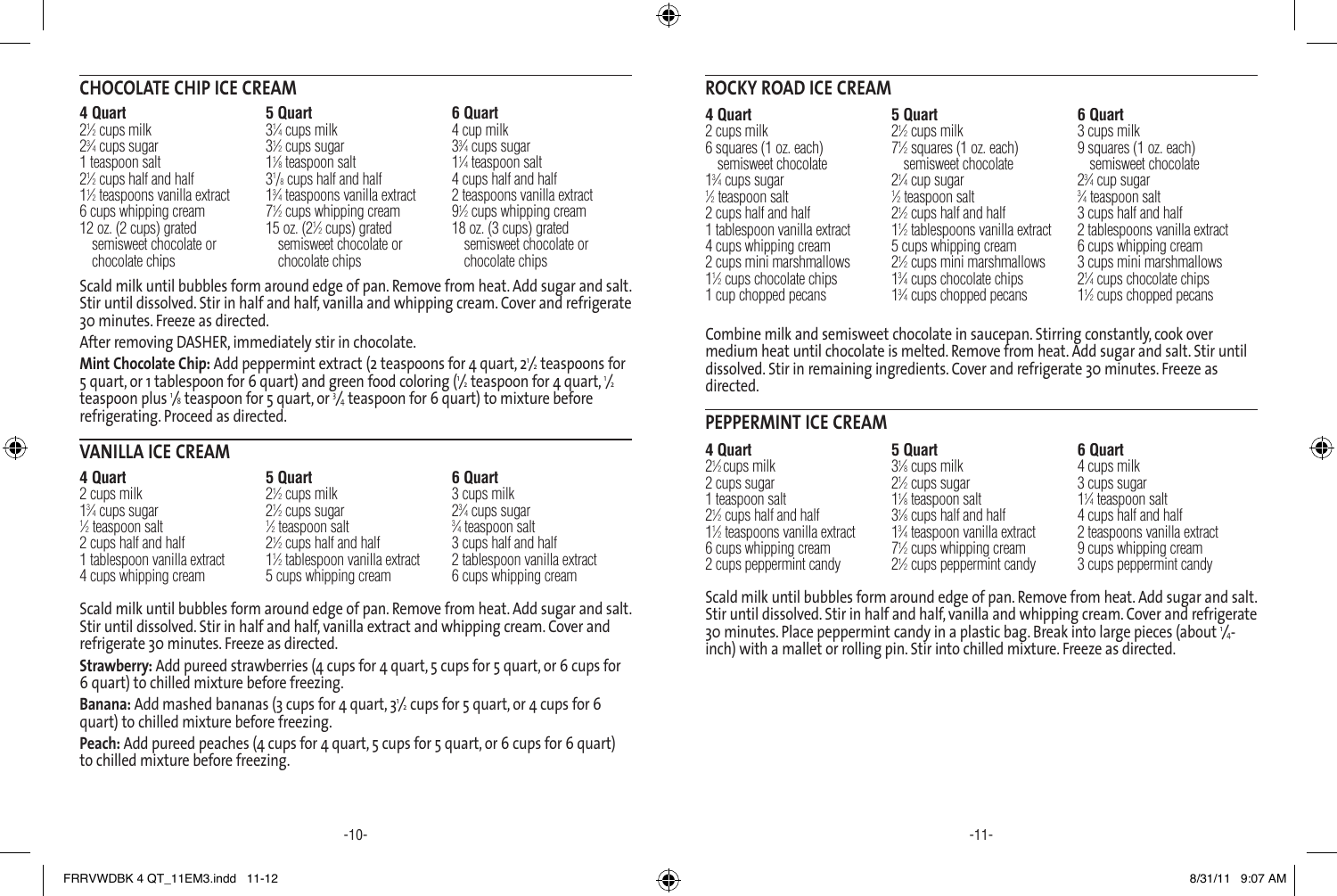## CHOCOLATE CHIP ICE CREAM

| 4 Quart | 5 Quart | 6 Quart |
|---|---|---|
| 2½ cups milk | 3¼ cups milk | 4 cup milk |
| 2¾ cups sugar | 3½ cups sugar | 3¾ cups sugar |
| 1 teaspoon salt | 1⅛ teaspoon salt | 1¼ teaspoon salt |
| 2½ cups half and half | 3⅞ cups half and half | 4 cups half and half |
| 1½ teaspoons vanilla extract | 1¾ teaspoons vanilla extract | 2 teaspoons vanilla extract |
| 6 cups whipping cream | 7½ cups whipping cream | 9½ cups whipping cream |
| 12 oz. (2 cups) grated semisweet chocolate or chocolate chips | 15 oz. (2½ cups) grated semisweet chocolate or chocolate chips | 18 oz. (3 cups) grated semisweet chocolate or chocolate chips |

Scald milk until bubbles form around edge of pan. Remove from heat. Add sugar and salt. Stir until dissolved. Stir in half and half, vanilla and whipping cream. Cover and refrigerate 30 minutes. Freeze as directed.

After removing DASHER, immediately stir in chocolate.

**Mint Chocolate Chip:** Add peppermint extract (2 teaspoons for 4 quart, 2½ teaspoons for 5 quart, or 1 tablespoon for 6 quart) and green food coloring (½ teaspoon for 4 quart, ½ teaspoon plus ⅛ teaspoon for 5 quart, or ¾ teaspoon for 6 quart) to mixture before refrigerating. Proceed as directed.

## VANILLA ICE CREAM

| 4 Quart | 5 Quart | 6 Quart |
|---|---|---|
| 2 cups milk | 2½ cups milk | 3 cups milk |
| 1¾ cups sugar | 2½ cups sugar | 2¾ cups sugar |
| ½ teaspoon salt | ½ teaspoon salt | ¾ teaspoon salt |
| 2 cups half and half | 2½ cups half and half | 3 cups half and half |
| 1 tablespoon vanilla extract | 1½ tablespoon vanilla extract | 2 tablespoon vanilla extract |
| 4 cups whipping cream | 5 cups whipping cream | 6 cups whipping cream |

Scald milk until bubbles form around edge of pan. Remove from heat. Add sugar and salt. Stir until dissolved. Stir in half and half, vanilla extract and whipping cream. Cover and refrigerate 30 minutes. Freeze as directed.

**Strawberry:** Add pureed strawberries (4 cups for 4 quart, 5 cups for 5 quart, or 6 cups for 6 quart) to chilled mixture before freezing.

**Banana:** Add mashed bananas (3 cups for 4 quart, 3½ cups for 5 quart, or 4 cups for 6 quart) to chilled mixture before freezing.

**Peach:** Add pureed peaches (4 cups for 4 quart, 5 cups for 5 quart, or 6 cups for 6 quart) to chilled mixture before freezing.

## ROCKY ROAD ICE CREAM

| 4 Quart | 5 Quart | 6 Quart |
|---|---|---|
| 2 cups milk | 2½ cups milk | 3 cups milk |
| 6 squares (1 oz. each) semisweet chocolate | 7½ squares (1 oz. each) semisweet chocolate | 9 squares (1 oz. each) semisweet chocolate |
| 1¾ cups sugar | 2¼ cup sugar | 2¾ cup sugar |
| ½ teaspoon salt | ½ teaspoon salt | ¾ teaspoon salt |
| 2 cups half and half | 2½ cups half and half | 3 cups half and half |
| 1 tablespoon vanilla extract | 1½ tablespoons vanilla extract | 2 tablespoons vanilla extract |
| 4 cups whipping cream | 5 cups whipping cream | 6 cups whipping cream |
| 2 cups mini marshmallows | 2½ cups mini marshmallows | 3 cups mini marshmallows |
| 1½ cups chocolate chips | 1¾ cups chocolate chips | 2¼ cups chocolate chips |
| 1 cup chopped pecans | 1¼ cups chopped pecans | 1½ cups chopped pecans |

Combine milk and semisweet chocolate in saucepan. Stirring constantly, cook over medium heat until chocolate is melted. Remove from heat. Add sugar and salt. Stir until dissolved. Stir in remaining ingredients. Cover and refrigerate 30 minutes. Freeze as directed.

## PEPPERMINT ICE CREAM

| 4 Quart | 5 Quart | 6 Quart |
|---|---|---|
| 2½ cups milk | 3⅛ cups milk | 4 cups milk |
| 2 cups sugar | 2½ cups sugar | 3 cups sugar |
| 1 teaspoon salt | 1⅛ teaspoon salt | 1¼ teaspoon salt |
| 2½ cups half and half | 3⅛ cups half and half | 4 cups half and half |
| 1½ teaspoons vanilla extract | 1¾ teaspoon vanilla extract | 2 teaspoons vanilla extract |
| 6 cups whipping cream | 7½ cups whipping cream | 9 cups whipping cream |
| 2 cups peppermint candy | 2½ cups peppermint candy | 3 cups peppermint candy |

Scald milk until bubbles form around edge of pan. Remove from heat. Add sugar and salt. Stir until dissolved. Stir in half and half, vanilla and whipping cream. Cover and refrigerate 30 minutes. Place peppermint candy in a plastic bag. Break into large pieces (about ¼-inch) with a mallet or rolling pin. Stir into chilled mixture. Freeze as directed.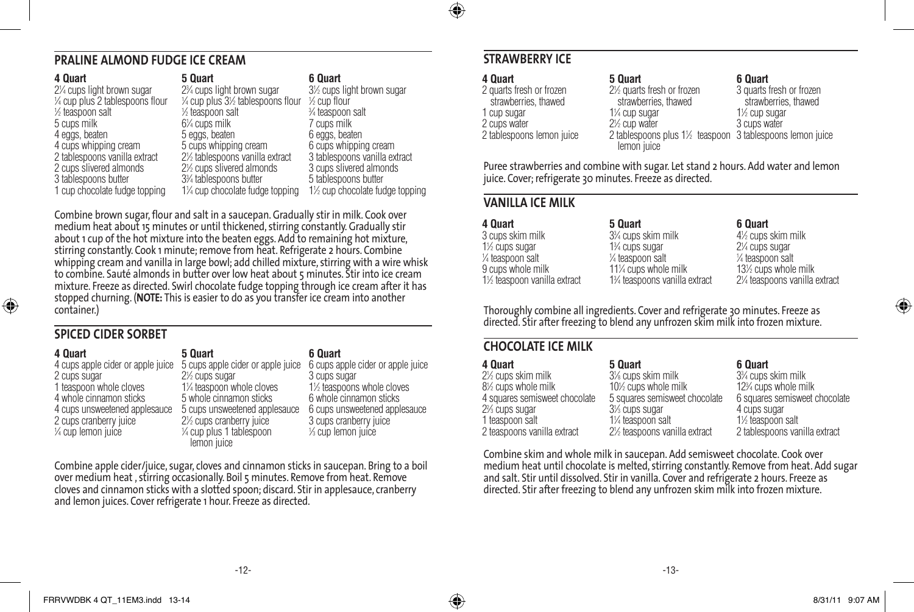## PRALINE ALMOND FUDGE ICE CREAM

| 4 Quart | 5 Quart | 6 Quart |
|---|---|---|
| 2¼ cups light brown sugar | 2¾ cups light brown sugar | 3½ cups light brown sugar |
| ¼ cup plus 2 tablespoons flour | ¼ cup plus 3½ tablespoons flour | ½ cup flour |
| ½ teaspoon salt | ½ teaspoon salt | ¾ teaspoon salt |
| 5 cups milk | 6¼ cups milk | 7 cups milk |
| 4 eggs, beaten | 5 eggs, beaten | 6 eggs, beaten |
| 4 cups whipping cream | 5 cups whipping cream | 6 cups whipping cream |
| 2 tablespoons vanilla extract | 2½ tablespoons vanilla extract | 3 tablespoons vanilla extract |
| 2 cups slivered almonds | 2½ cups slivered almonds | 3 cups slivered almonds |
| 3 tablespoons butter | 3¾ tablespoons butter | 5 tablespoons butter |
| 1 cup chocolate fudge topping | 1¼ cup chocolate fudge topping | 1½ cup chocolate fudge topping |

Combine brown sugar, flour and salt in a saucepan. Gradually stir in milk. Cook over medium heat about 15 minutes or until thickened, stirring constantly. Gradually stir about 1 cup of the hot mixture into the beaten eggs. Add to remaining hot mixture, stirring constantly. Cook 1 minute; remove from heat. Refrigerate 2 hours. Combine whipping cream and vanilla in large bowl; add chilled mixture, stirring with a wire whisk to combine. Sauté almonds in butter over low heat about 5 minutes. Stir into ice cream mixture. Freeze as directed. Swirl chocolate fudge topping through ice cream after it has stopped churning. (**NOTE:** This is easier to do as you transfer ice cream into another container.)

## SPICED CIDER SORBET

| 4 Quart | 5 Quart | 6 Quart |
|---|---|---|
| 4 cups apple cider or apple juice | 5 cups apple cider or apple juice | 6 cups apple cider or apple juice |
| 2 cups sugar | 2½ cups sugar | 3 cups sugar |
| 1 teaspoon whole cloves | 1¼ teaspoon whole cloves | 1½ teaspoons whole cloves |
| 4 whole cinnamon sticks | 5 whole cinnamon sticks | 6 whole cinnamon sticks |
| 4 cups unsweetened applesauce | 5 cups unsweetened applesauce | 6 cups unsweetened applesauce |
| 2 cups cranberry juice | 2½ cups cranberry juice | 3 cups cranberry juice |
| ¼ cup lemon juice | ¼ cup plus 1 tablespoon lemon juice | ⅓ cup lemon juice |

Combine apple cider/juice, sugar, cloves and cinnamon sticks in saucepan. Bring to a boil over medium heat , stirring occasionally. Boil 5 minutes. Remove from heat. Remove cloves and cinnamon sticks with a slotted spoon; discard. Stir in applesauce, cranberry and lemon juices. Cover refrigerate 1 hour. Freeze as directed.

## STRAWBERRY ICE

| 4 Quart | 5 Quart | 6 Quart |
|---|---|---|
| 2 quarts fresh or frozen strawberries, thawed | 2½ quarts fresh or frozen strawberries, thawed | 3 quarts fresh or frozen strawberries, thawed |
| 1 cup sugar | 1¼ cup sugar | 1½ cup sugar |
| 2 cups water | 2½ cup water | 3 cups water |
| 2 tablespoons lemon juice | 2 tablespoons plus 1½ teaspoon lemon juice | 3 tablespoons lemon juice |

Puree strawberries and combine with sugar. Let stand 2 hours. Add water and lemon juice. Cover; refrigerate 30 minutes. Freeze as directed.

## VANILLA ICE MILK

| 4 Quart | 5 Quart | 6 Quart |
|---|---|---|
| 3 cups skim milk | 3¾ cups skim milk | 4½ cups skim milk |
| 1½ cups sugar | 1¾ cups sugar | 2¼ cups sugar |
| ¼ teaspoon salt | ¼ teaspoon salt | ¼ teaspoon salt |
| 9 cups whole milk | 11¼ cups whole milk | 13½ cups whole milk |
| 1½ teaspoon vanilla extract | 1¾ teaspoons vanilla extract | 2¼ teaspoons vanilla extract |

Thoroughly combine all ingredients. Cover and refrigerate 30 minutes. Freeze as directed. Stir after freezing to blend any unfrozen skim milk into frozen mixture.

## CHOCOLATE ICE MILK

| 4 Quart | 5 Quart | 6 Quart |
|---|---|---|
| 2½ cups skim milk | 3⅛ cups skim milk | 3¾ cups skim milk |
| 8½ cups whole milk | 10½ cups whole milk | 12¾ cups whole milk |
| 4 squares semisweet chocolate | 5 squares semisweet chocolate | 6 squares semisweet chocolate |
| 2⅔ cups sugar | 3⅓ cups sugar | 4 cups sugar |
| 1 teaspoon salt | 1¼ teaspoon salt | 1½ teaspoon salt |
| 2 teaspoons vanilla extract | 2½ teaspoons vanilla extract | 2 tablespoons vanilla extract |

Combine skim and whole milk in saucepan. Add semisweet chocolate. Cook over medium heat until chocolate is melted, stirring constantly. Remove from heat. Add sugar and salt. Stir until dissolved. Stir in vanilla. Cover and refrigerate 2 hours. Freeze as directed. Stir after freezing to blend any unfrozen skim milk into frozen mixture.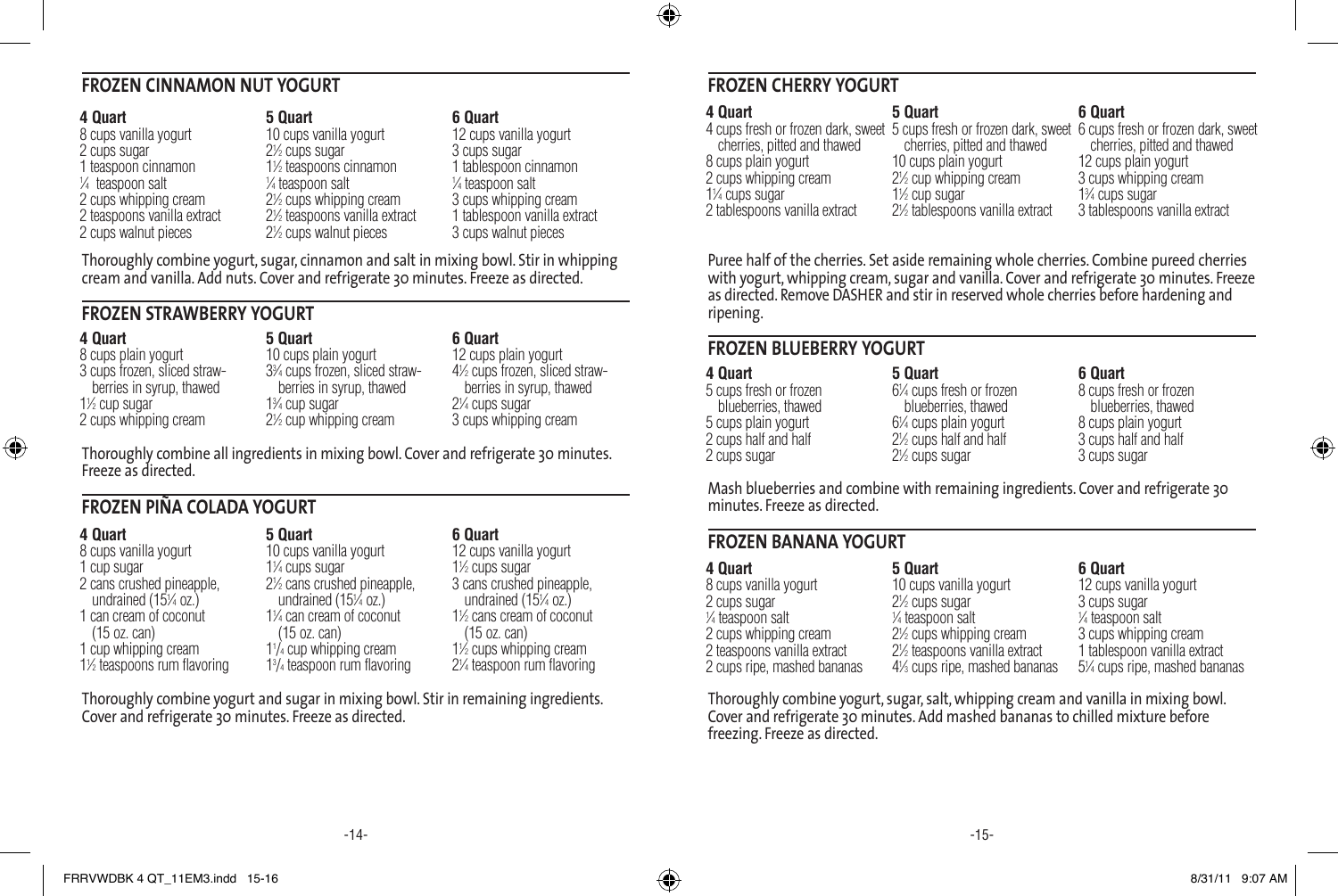## FROZEN CINNAMON NUT YOGURT

| 4 Quart | 5 Quart | 6 Quart |
|---|---|---|
| 8 cups vanilla yogurt | 10 cups vanilla yogurt | 12 cups vanilla yogurt |
| 2 cups sugar | 2½ cups sugar | 3 cups sugar |
| 1 teaspoon cinnamon | 1½ teaspoons cinnamon | 1 tablespoon cinnamon |
| ¼ teaspoon salt | ¼ teaspoon salt | ¼ teaspoon salt |
| 2 cups whipping cream | 2½ cups whipping cream | 3 cups whipping cream |
| 2 teaspoons vanilla extract | 2½ teaspoons vanilla extract | 1 tablespoon vanilla extract |
| 2 cups walnut pieces | 2½ cups walnut pieces | 3 cups walnut pieces |

Thoroughly combine yogurt, sugar, cinnamon and salt in mixing bowl. Stir in whipping cream and vanilla. Add nuts. Cover and refrigerate 30 minutes. Freeze as directed.

## FROZEN STRAWBERRY YOGURT

| 4 Quart | 5 Quart | 6 Quart |
|---|---|---|
| 8 cups plain yogurt | 10 cups plain yogurt | 12 cups plain yogurt |
| 3 cups frozen, sliced strawberries in syrup, thawed | 3¾ cups frozen, sliced strawberries in syrup, thawed | 4½ cups frozen, sliced strawberries in syrup, thawed |
| 1½ cup sugar | 1¾ cup sugar | 2¼ cups sugar |
| 2 cups whipping cream | 2½ cup whipping cream | 3 cups whipping cream |

Thoroughly combine all ingredients in mixing bowl. Cover and refrigerate 30 minutes. Freeze as directed.

## FROZEN PIÑA COLADA YOGURT

| 4 Quart | 5 Quart | 6 Quart |
|---|---|---|
| 8 cups vanilla yogurt | 10 cups vanilla yogurt | 12 cups vanilla yogurt |
| 1 cup sugar | 1¼ cups sugar | 1½ cups sugar |
| 2 cans crushed pineapple, undrained (15¼ oz.) | 2½ cans crushed pineapple, undrained (15¼ oz.) | 3 cans crushed pineapple, undrained (15¼ oz.) |
| 1 can cream of coconut (15 oz. can) | 1¼ can cream of coconut (15 oz. can) | 1½ cans cream of coconut (15 oz. can) |
| 1 cup whipping cream | 1¼ cup whipping cream | 1½ cups whipping cream |
| 1½ teaspoons rum flavoring | 1¾ teaspoon rum flavoring | 2¼ teaspoon rum flavoring |

Thoroughly combine yogurt and sugar in mixing bowl. Stir in remaining ingredients. Cover and refrigerate 30 minutes. Freeze as directed.

## FROZEN CHERRY YOGURT

| 4 Quart | 5 Quart | 6 Quart |
|---|---|---|
| 4 cups fresh or frozen dark, sweet cherries, pitted and thawed | 5 cups fresh or frozen dark, sweet cherries, pitted and thawed | 6 cups fresh or frozen dark, sweet cherries, pitted and thawed |
| 8 cups plain yogurt | 10 cups plain yogurt | 12 cups plain yogurt |
| 2 cups whipping cream | 2½ cup whipping cream | 3 cups whipping cream |
| 1¼ cups sugar | 1½ cup sugar | 1¾ cups sugar |
| 2 tablespoons vanilla extract | 2½ tablespoons vanilla extract | 3 tablespoons vanilla extract |

Puree half of the cherries. Set aside remaining whole cherries. Combine pureed cherries with yogurt, whipping cream, sugar and vanilla. Cover and refrigerate 30 minutes. Freeze as directed. Remove DASHER and stir in reserved whole cherries before hardening and ripening.

## FROZEN BLUEBERRY YOGURT

| 4 Quart | 5 Quart | 6 Quart |
|---|---|---|
| 5 cups fresh or frozen blueberries, thawed | 6¼ cups fresh or frozen blueberries, thawed | 8 cups fresh or frozen blueberries, thawed |
| 5 cups plain yogurt | 6¼ cups plain yogurt | 8 cups plain yogurt |
| 2 cups half and half | 2½ cups half and half | 3 cups half and half |
| 2 cups sugar | 2½ cups sugar | 3 cups sugar |

Mash blueberries and combine with remaining ingredients. Cover and refrigerate 30 minutes. Freeze as directed.

## FROZEN BANANA YOGURT

| 4 Quart | 5 Quart | 6 Quart |
|---|---|---|
| 8 cups vanilla yogurt | 10 cups vanilla yogurt | 12 cups vanilla yogurt |
| 2 cups sugar | 2½ cups sugar | 3 cups sugar |
| ¼ teaspoon salt | ¼ teaspoon salt | ¼ teaspoon salt |
| 2 cups whipping cream | 2½ cups whipping cream | 3 cups whipping cream |
| 2 teaspoons vanilla extract | 2½ teaspoons vanilla extract | 1 tablespoon vanilla extract |
| 2 cups ripe, mashed bananas | 4⅓ cups ripe, mashed bananas | 5¼ cups ripe, mashed bananas |

Thoroughly combine yogurt, sugar, salt, whipping cream and vanilla in mixing bowl. Cover and refrigerate 30 minutes. Add mashed bananas to chilled mixture before freezing. Freeze as directed.